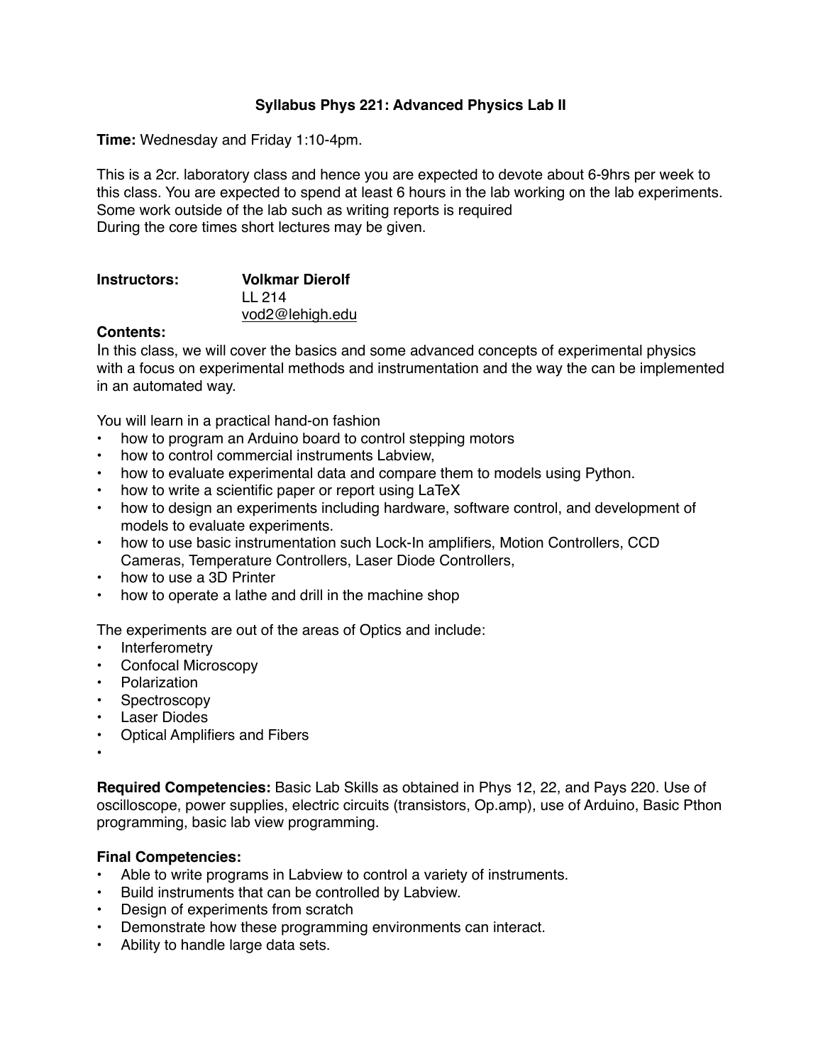# Syllabus Phys 221: Advanced Physics Lab II

**Time:** Wednesday and Friday 1:10-4pm.

This is a 2cr. laboratory class and hence you are expected to devote about 6-9hrs per week to this class. You are expected to spend at least 6 hours in the lab working on the lab experiments. Some work outside of the lab such as writing reports is required
During the core times short lectures may be given.

**Instructors:** **Volkmar Dierolf**
LL 214
vod2@lehigh.edu

**Contents:**
In this class, we will cover the basics and some advanced concepts of experimental physics with a focus on experimental methods and instrumentation and the way the can be implemented in an automated way.

You will learn in a practical hand-on fashion

- how to program an Arduino board to control stepping motors
- how to control commercial instruments Labview,
- how to evaluate experimental data and compare them to models using Python.
- how to write a scientific paper or report using LaTeX
- how to design an experiments including hardware, software control, and development of models to evaluate experiments.
- how to use basic instrumentation such Lock-In amplifiers, Motion Controllers, CCD Cameras, Temperature Controllers, Laser Diode Controllers,
- how to use a 3D Printer
- how to operate a lathe and drill in the machine shop

The experiments are out of the areas of Optics and include:

- Interferometry
- Confocal Microscopy
- Polarization
- Spectroscopy
- Laser Diodes
- Optical Amplifiers and Fibers
-

**Required Competencies:** Basic Lab Skills as obtained in Phys 12, 22, and Pays 220. Use of oscilloscope, power supplies, electric circuits (transistors, Op.amp), use of Arduino, Basic Pthon programming, basic lab view programming.

**Final Competencies:**

- Able to write programs in Labview to control a variety of instruments.
- Build instruments that can be controlled by Labview.
- Design of experiments from scratch
- Demonstrate how these programming environments can interact.
- Ability to handle large data sets.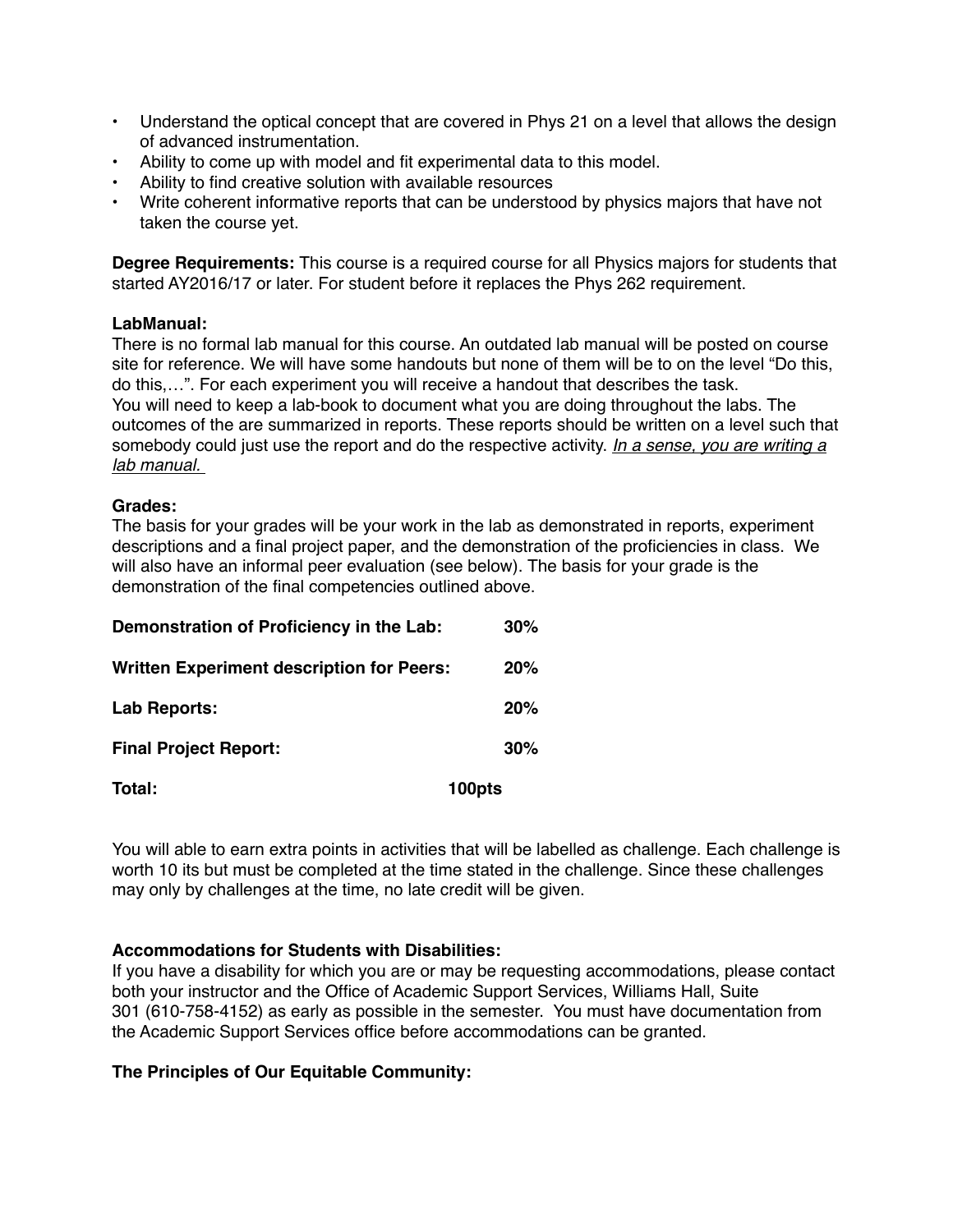- Understand the optical concept that are covered in Phys 21 on a level that allows the design of advanced instrumentation.
- Ability to come up with model and fit experimental data to this model.
- Ability to find creative solution with available resources
- Write coherent informative reports that can be understood by physics majors that have not taken the course yet.

**Degree Requirements:** This course is a required course for all Physics majors for students that started AY2016/17 or later. For student before it replaces the Phys 262 requirement.

**LabManual:**
There is no formal lab manual for this course. An outdated lab manual will be posted on course site for reference. We will have some handouts but none of them will be to on the level "Do this, do this,…". For each experiment you will receive a handout that describes the task.
You will need to keep a lab-book to document what you are doing throughout the labs. The outcomes of the are summarized in reports. These reports should be written on a level such that somebody could just use the report and do the respective activity. *In a sense, you are writing a lab manual.*

**Grades:**
The basis for your grades will be your work in the lab as demonstrated in reports, experiment descriptions and a final project paper, and the demonstration of the proficiencies in class. We will also have an informal peer evaluation (see below). The basis for your grade is the demonstration of the final competencies outlined above.

| | |
|---|---|
| **Demonstration of Proficiency in the Lab:** | **30%** |
| **Written Experiment description for Peers:** | **20%** |
| **Lab Reports:** | **20%** |
| **Final Project Report:** | **30%** |
| **Total:** | **100pts** |

You will able to earn extra points in activities that will be labelled as challenge. Each challenge is worth 10 its but must be completed at the time stated in the challenge. Since these challenges may only by challenges at the time, no late credit will be given.

**Accommodations for Students with Disabilities:**
If you have a disability for which you are or may be requesting accommodations, please contact both your instructor and the Office of Academic Support Services, Williams Hall, Suite 301 (610-758-4152) as early as possible in the semester. You must have documentation from the Academic Support Services office before accommodations can be granted.

**The Principles of Our Equitable Community:**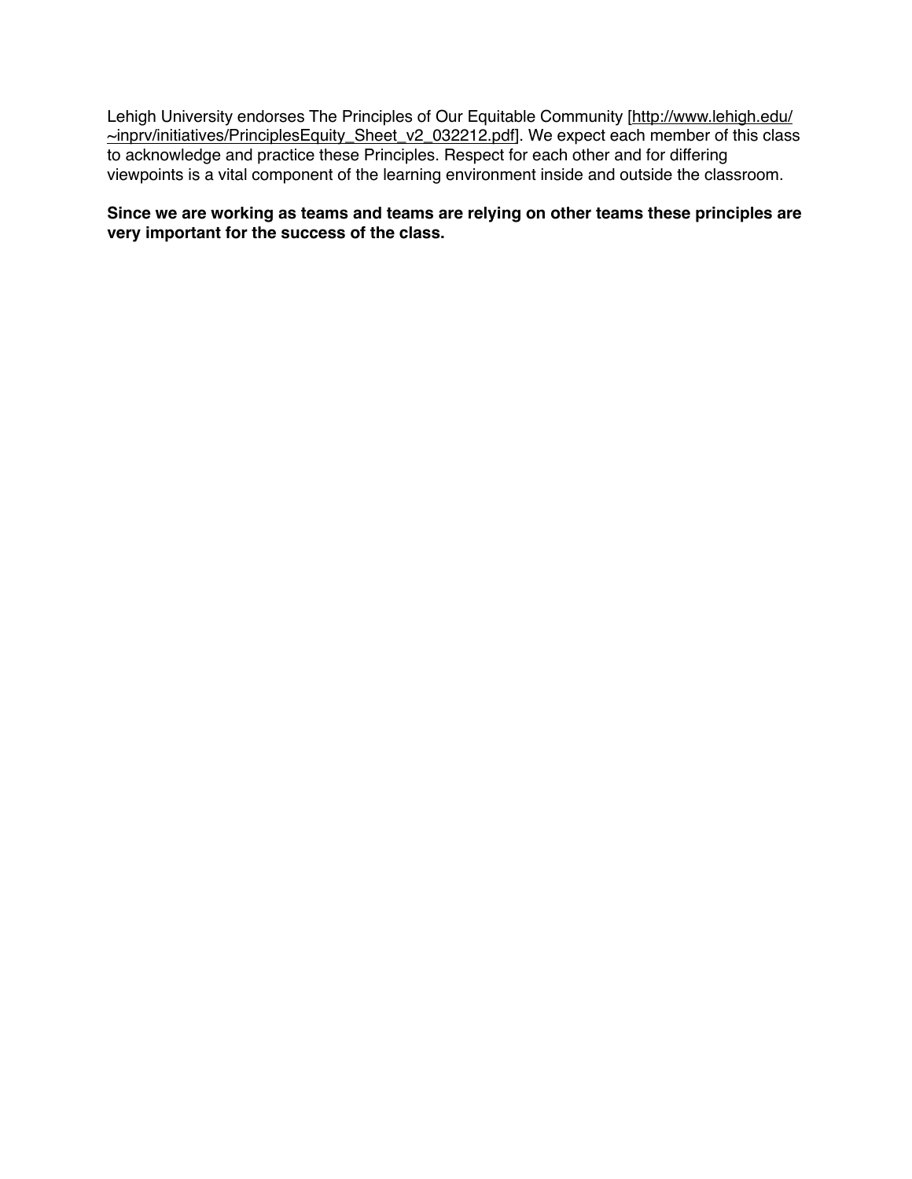Lehigh University endorses The Principles of Our Equitable Community [http://www.lehigh.edu/~inprv/initiatives/PrinciplesEquity_Sheet_v2_032212.pdf]. We expect each member of this class to acknowledge and practice these Principles. Respect for each other and for differing viewpoints is a vital component of the learning environment inside and outside the classroom.

**Since we are working as teams and teams are relying on other teams these principles are very important for the success of the class.**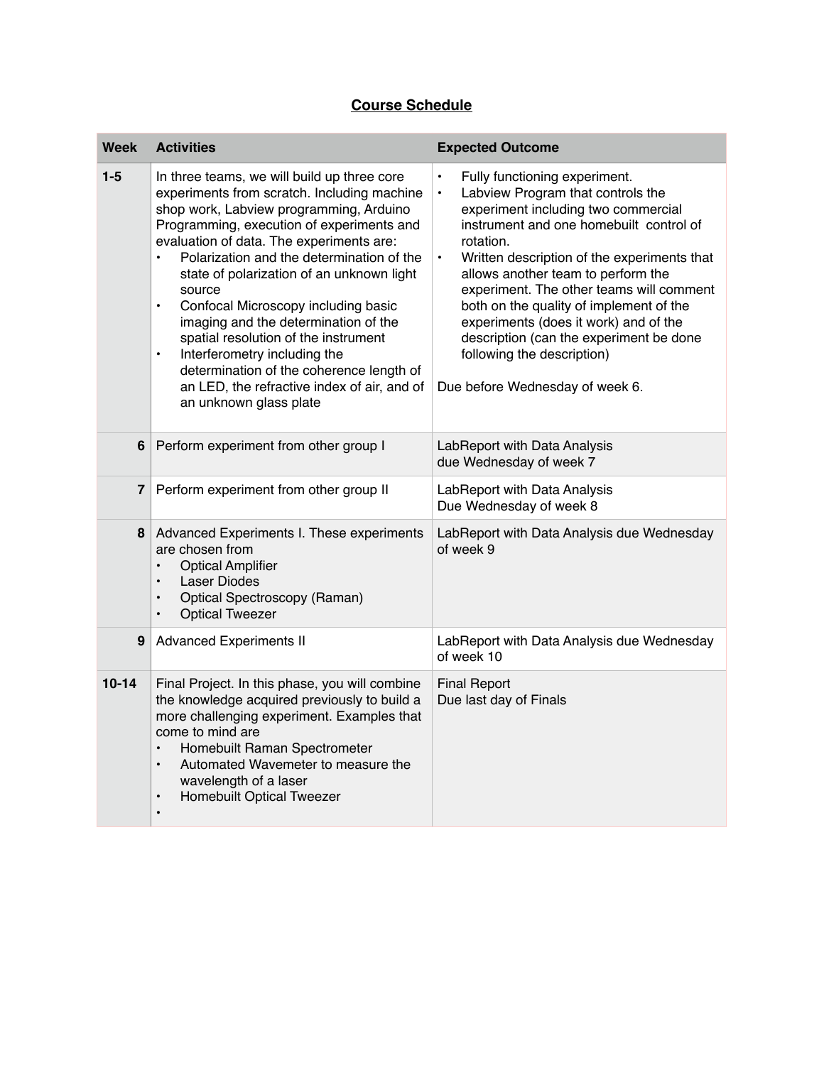## Course Schedule

| Week | Activities | Expected Outcome |
|---|---|---|
| 1-5 | In three teams, we will build up three core experiments from scratch. Including machine shop work, Labview programming, Arduino Programming, execution of experiments and evaluation of data. The experiments are:<br>• Polarization and the determination of the state of polarization of an unknown light source<br>• Confocal Microscopy including basic imaging and the determination of the spatial resolution of the instrument<br>• Interferometry including the determination of the coherence length of an LED, the refractive index of air, and of an unknown glass plate | • Fully functioning experiment.<br>• Labview Program that controls the experiment including two commercial instrument and one homebuilt control of rotation.<br>• Written description of the experiments that allows another team to perform the experiment. The other teams will comment both on the quality of implement of the experiments (does it work) and of the description (can the experiment be done following the description)<br><br>Due before Wednesday of week 6. |
| 6 | Perform experiment from other group I | LabReport with Data Analysis due Wednesday of week 7 |
| 7 | Perform experiment from other group II | LabReport with Data Analysis Due Wednesday of week 8 |
| 8 | Advanced Experiments I. These experiments are chosen from<br>• Optical Amplifier<br>• Laser Diodes<br>• Optical Spectroscopy (Raman)<br>• Optical Tweezer | LabReport with Data Analysis due Wednesday of week 9 |
| 9 | Advanced Experiments II | LabReport with Data Analysis due Wednesday of week 10 |
| 10-14 | Final Project. In this phase, you will combine the knowledge acquired previously to build a more challenging experiment. Examples that come to mind are<br>• Homebuilt Raman Spectrometer<br>• Automated Wavemeter to measure the wavelength of a laser<br>• Homebuilt Optical Tweezer<br>• | Final Report<br>Due last day of Finals |